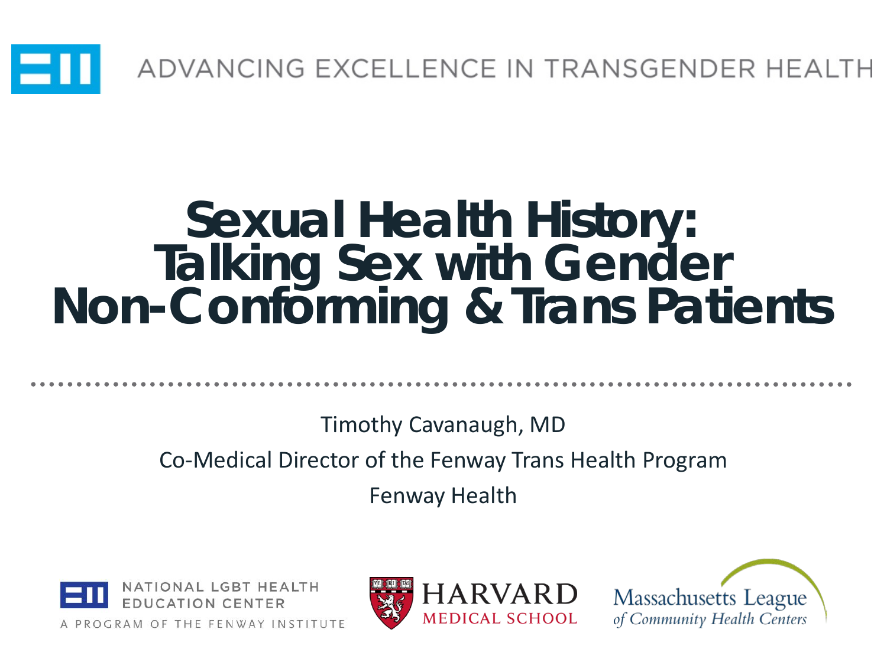ADVANCING EXCELLENCE IN TRANSGENDER HEALTH

# Sexual Health History: Talking Sex with Gender Non-Conforming & Trans Patients

Timothy Cavanaugh, MD

Co-Medical Director of the Fenway Trans Health Program

Fenway Health

NATIONAL LGBT HEALTH EDUCATION CENTER
A PROGRAM OF THE FENWAY INSTITUTE

HARVARD MEDICAL SCHOOL

Massachusetts League of Community Health Centers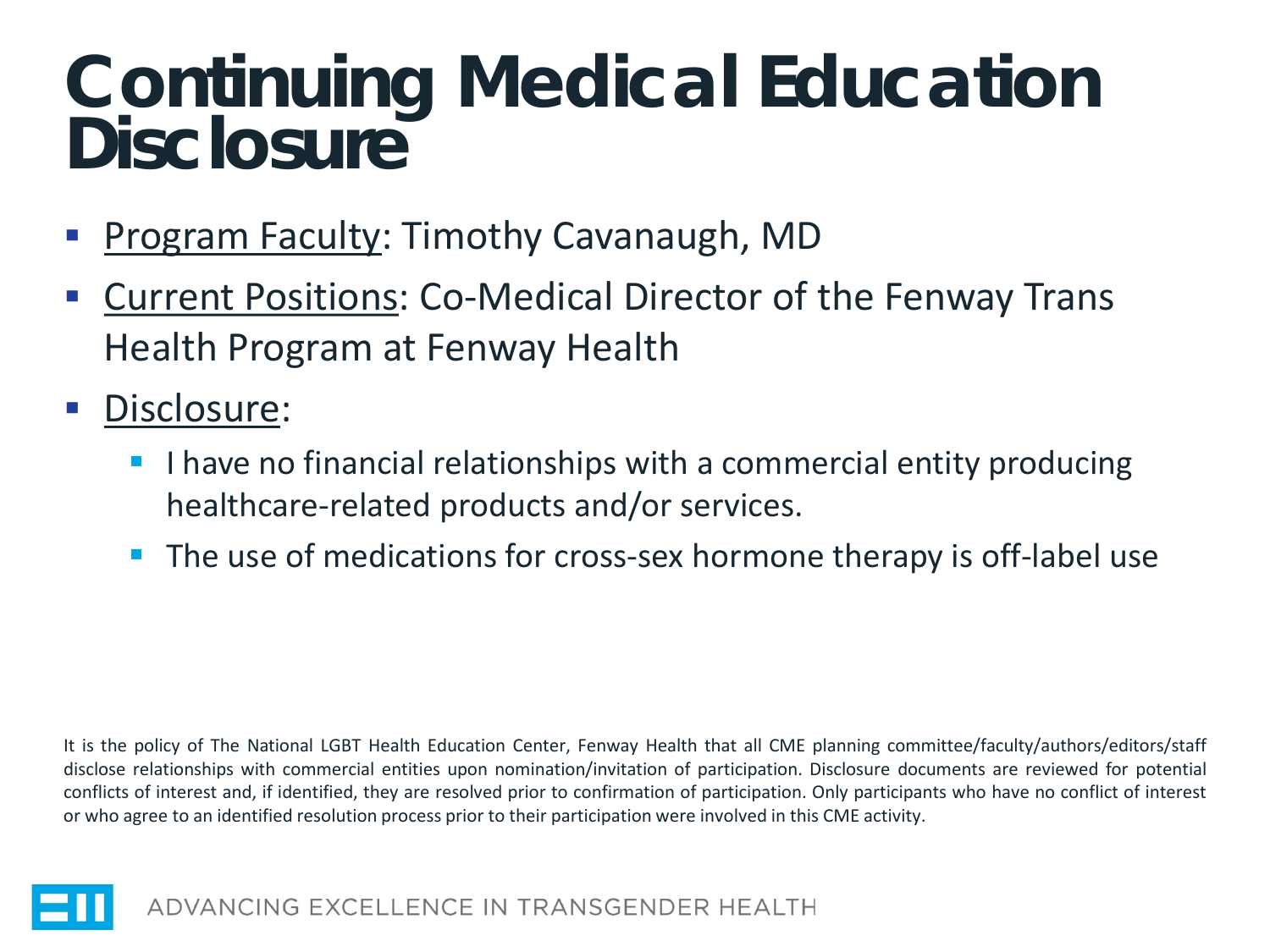# Continuing Medical Education Disclosure

- Program Faculty: Timothy Cavanaugh, MD
- Current Positions: Co-Medical Director of the Fenway Trans Health Program at Fenway Health
- Disclosure:
  - I have no financial relationships with a commercial entity producing healthcare-related products and/or services.
  - The use of medications for cross-sex hormone therapy is off-label use

It is the policy of The National LGBT Health Education Center, Fenway Health that all CME planning committee/faculty/authors/editors/staff disclose relationships with commercial entities upon nomination/invitation of participation. Disclosure documents are reviewed for potential conflicts of interest and, if identified, they are resolved prior to confirmation of participation. Only participants who have no conflict of interest or who agree to an identified resolution process prior to their participation were involved in this CME activity.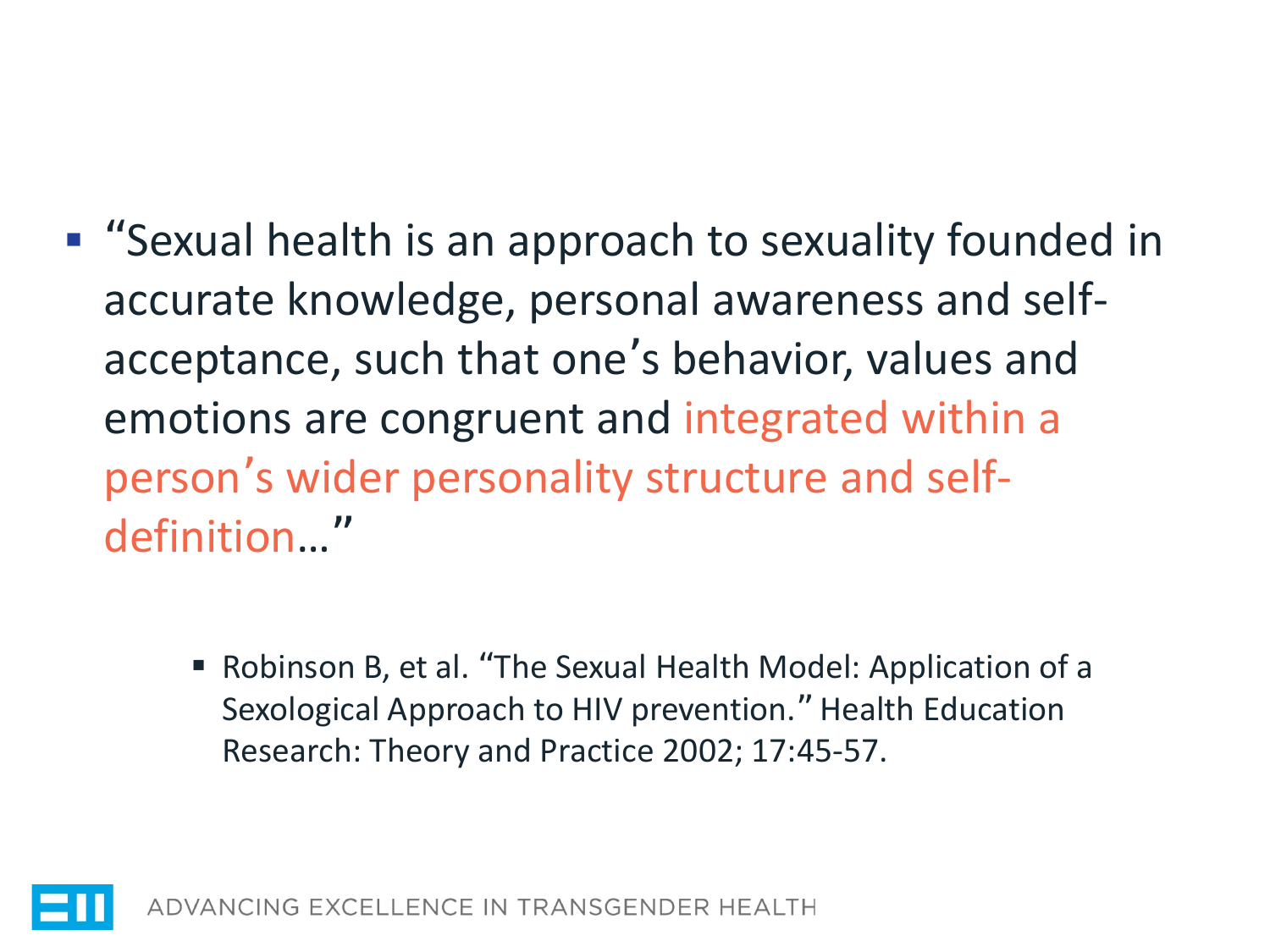- "Sexual health is an approach to sexuality founded in accurate knowledge, personal awareness and self-acceptance, such that one's behavior, values and emotions are congruent and integrated within a person's wider personality structure and self-definition…"

    - Robinson B, et al. "The Sexual Health Model: Application of a Sexological Approach to HIV prevention." Health Education Research: Theory and Practice 2002; 17:45-57.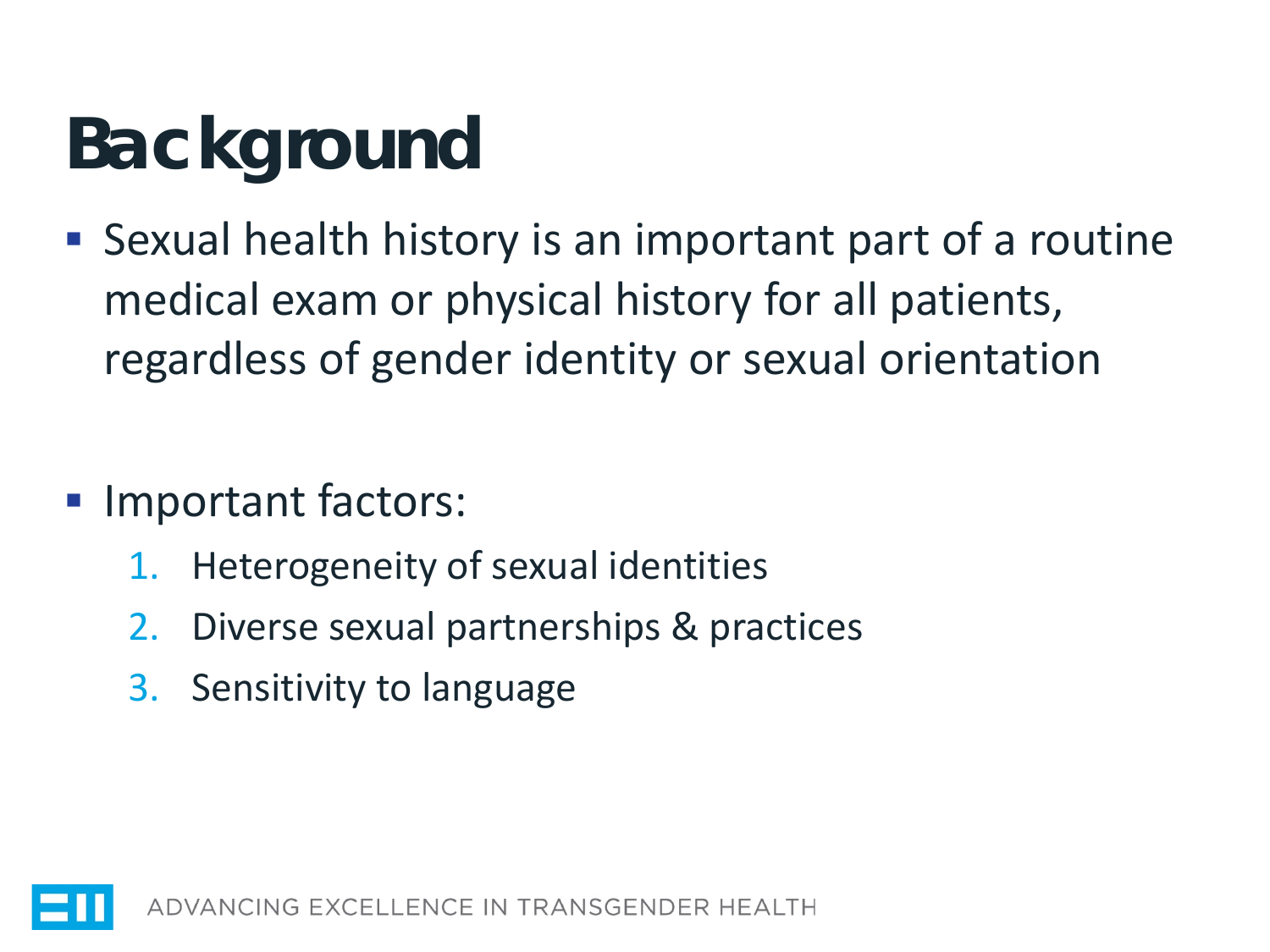# Background

- Sexual health history is an important part of a routine medical exam or physical history for all patients, regardless of gender identity or sexual orientation

- Important factors:
  1. Heterogeneity of sexual identities
  2. Diverse sexual partnerships & practices
  3. Sensitivity to language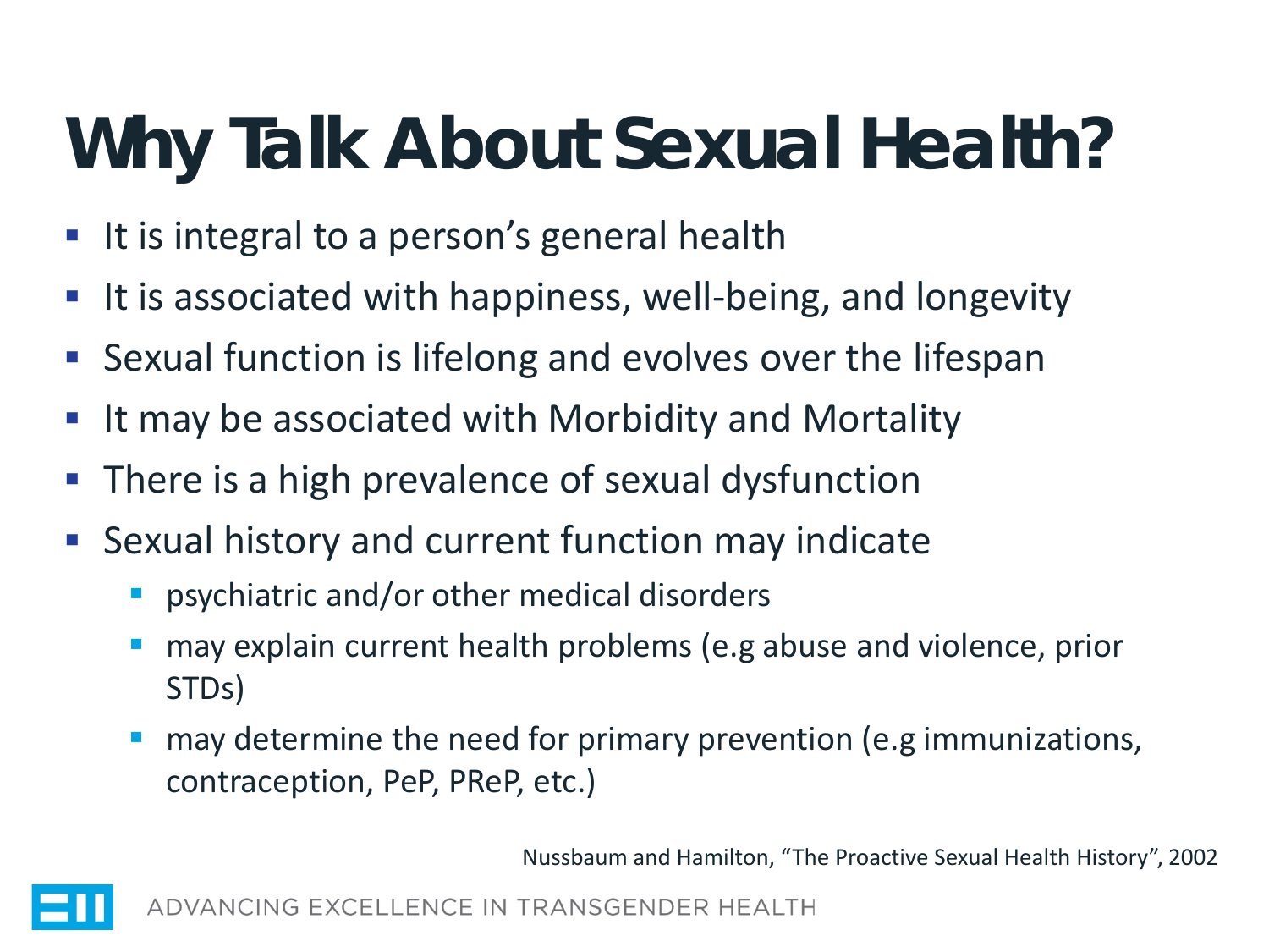# Why Talk About Sexual Health?

- It is integral to a person's general health
- It is associated with happiness, well-being, and longevity
- Sexual function is lifelong and evolves over the lifespan
- It may be associated with Morbidity and Mortality
- There is a high prevalence of sexual dysfunction
- Sexual history and current function may indicate
  - psychiatric and/or other medical disorders
  - may explain current health problems (e.g abuse and violence, prior STDs)
  - may determine the need for primary prevention (e.g immunizations, contraception, PeP, PReP, etc.)

Nussbaum and Hamilton, "The Proactive Sexual Health History", 2002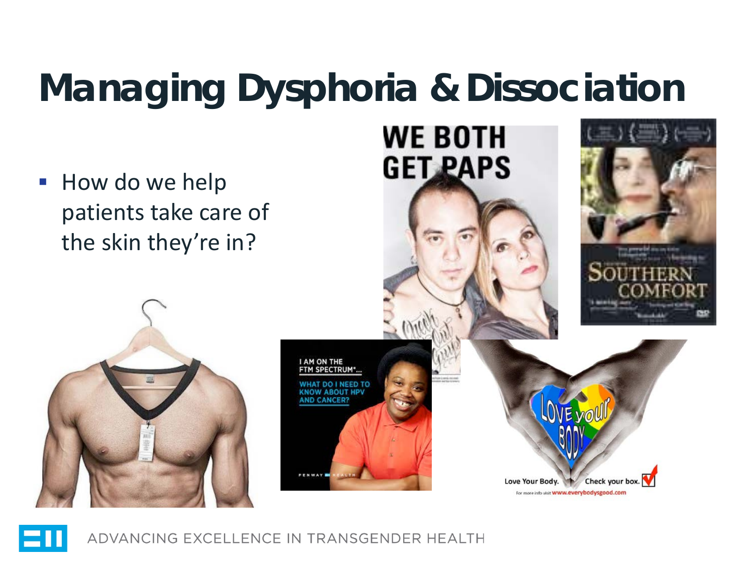# Managing Dysphoria & Dissociation

- How do we help patients take care of the skin they're in?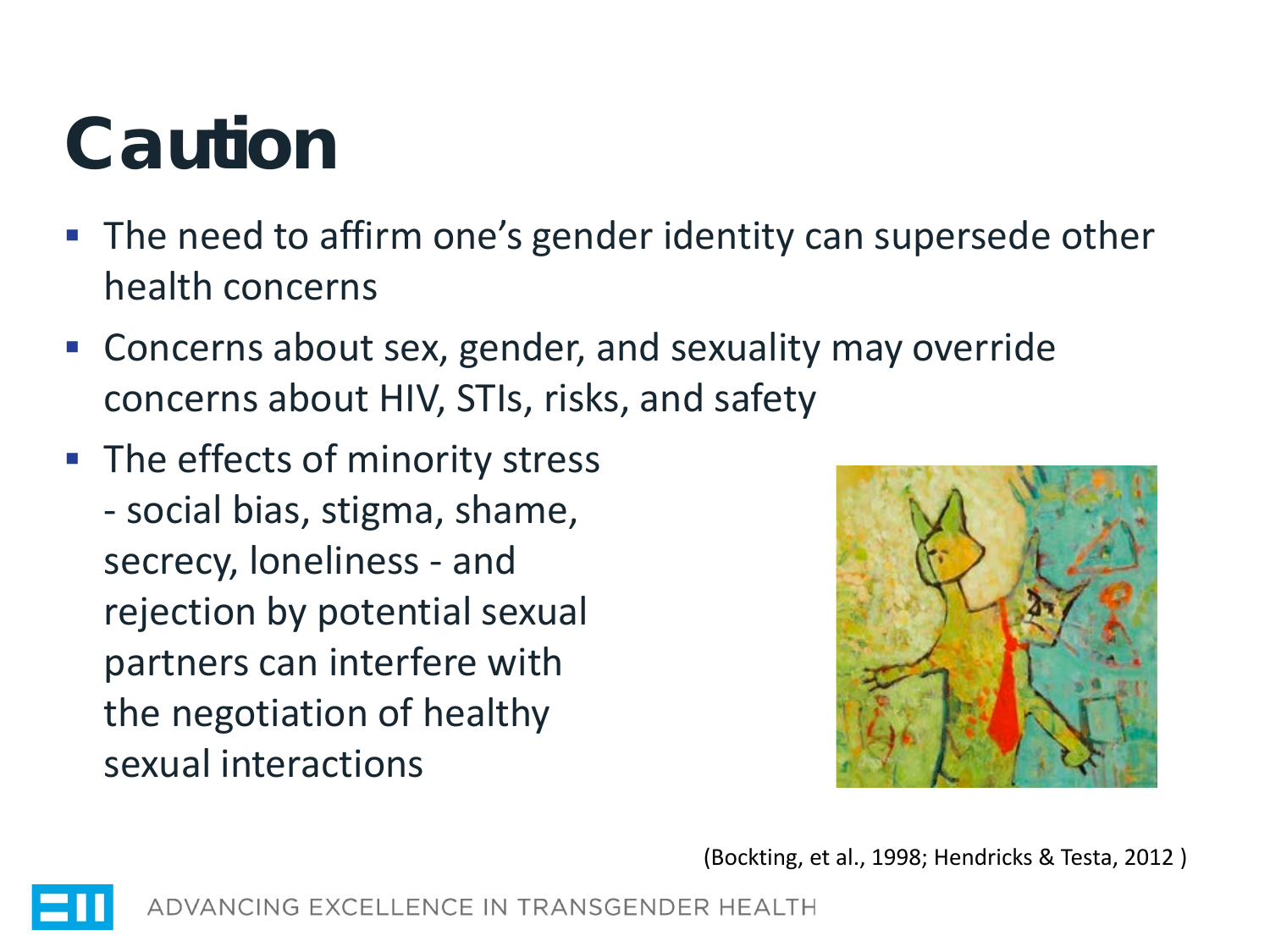# Caution

- The need to affirm one's gender identity can supersede other health concerns
- Concerns about sex, gender, and sexuality may override concerns about HIV, STIs, risks, and safety
- The effects of minority stress - social bias, stigma, shame, secrecy, loneliness - and rejection by potential sexual partners can interfere with the negotiation of healthy sexual interactions

(Bockting, et al., 1998; Hendricks & Testa, 2012 )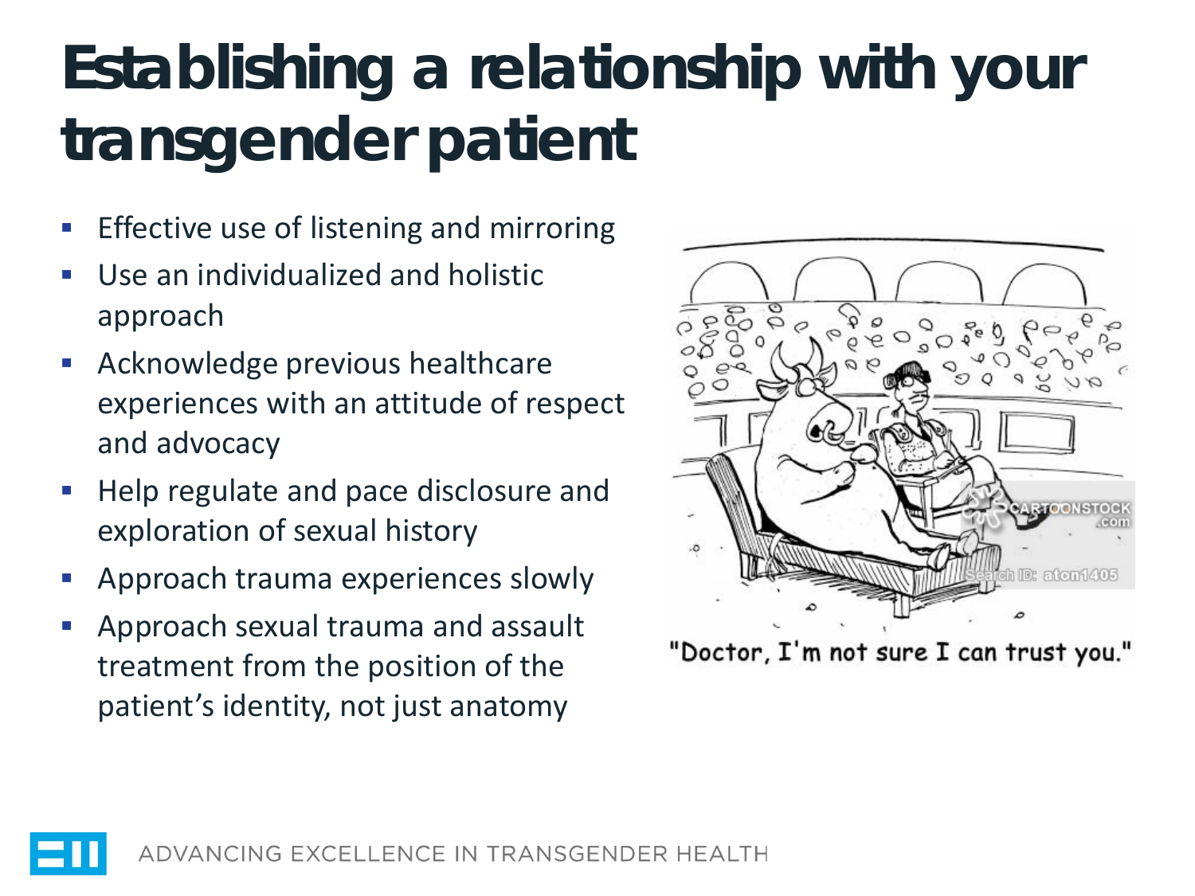# Establishing a relationship with your transgender patient

- Effective use of listening and mirroring
- Use an individualized and holistic approach
- Acknowledge previous healthcare experiences with an attitude of respect and advocacy
- Help regulate and pace disclosure and exploration of sexual history
- Approach trauma experiences slowly
- Approach sexual trauma and assault treatment from the position of the patient's identity, not just anatomy

"Doctor, I'm not sure I can trust you."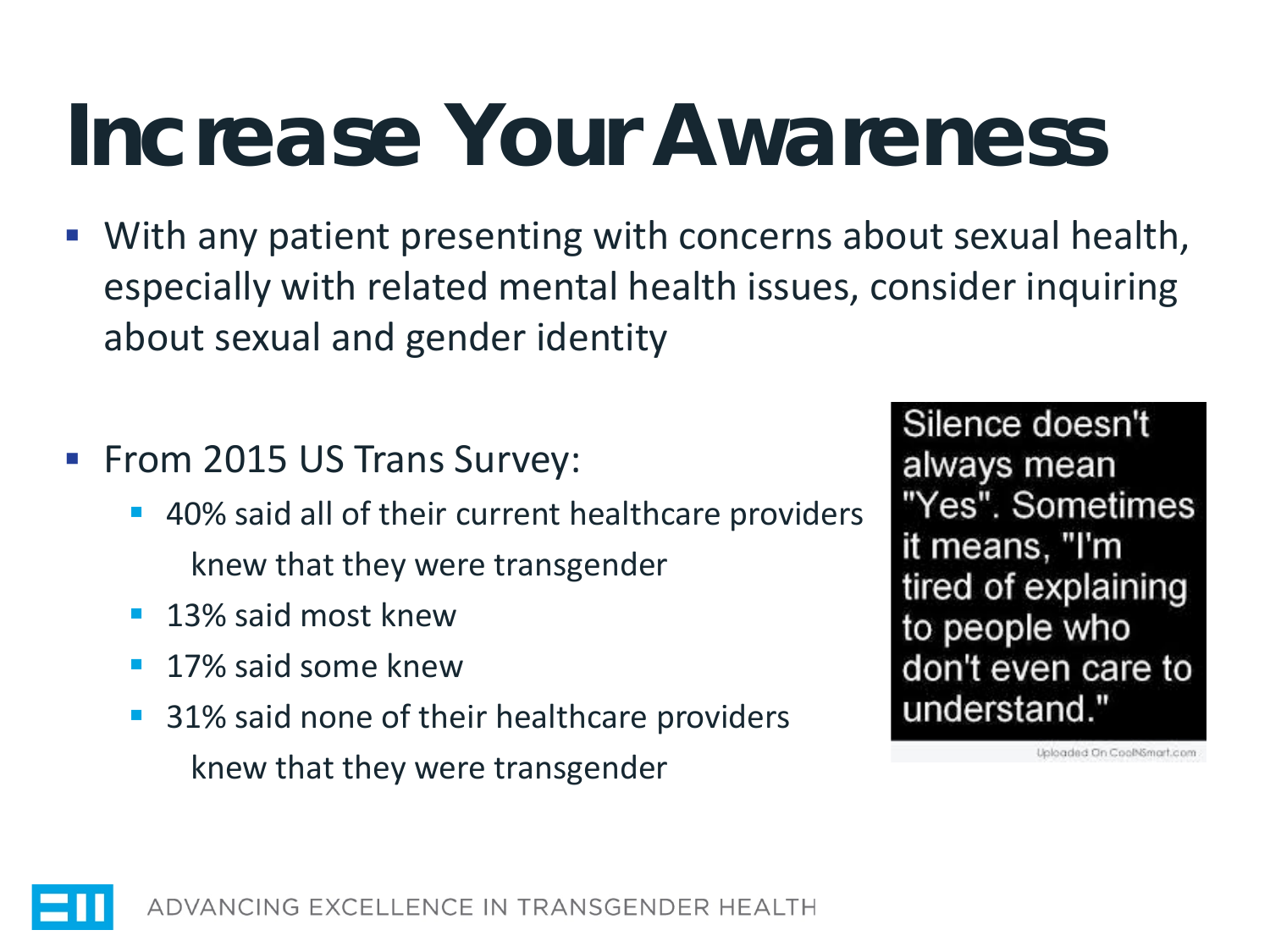# Increase Your Awareness

- With any patient presenting with concerns about sexual health, especially with related mental health issues, consider inquiring about sexual and gender identity

- From 2015 US Trans Survey:
  - 40% said all of their current healthcare providers knew that they were transgender
  - 13% said most knew
  - 17% said some knew
  - 31% said none of their healthcare providers knew that they were transgender

Silence doesn't always mean "Yes". Sometimes it means, "I'm tired of explaining to people who don't even care to understand."

Uploaded On CoolNSmart.com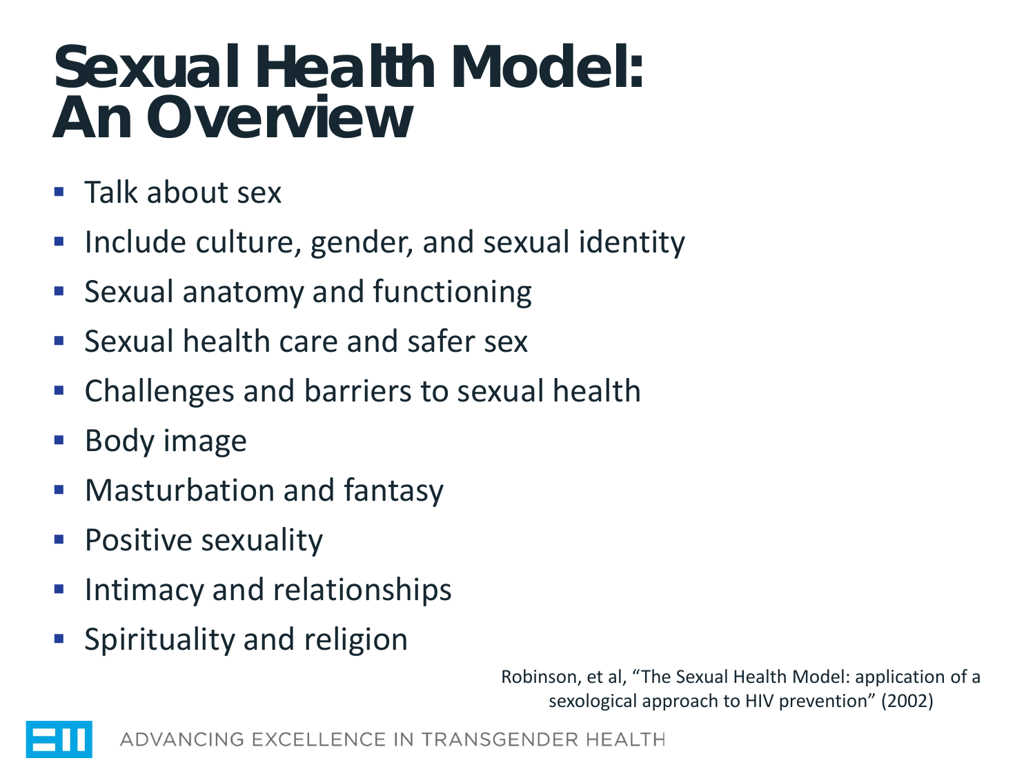# Sexual Health Model: An Overview

- Talk about sex
- Include culture, gender, and sexual identity
- Sexual anatomy and functioning
- Sexual health care and safer sex
- Challenges and barriers to sexual health
- Body image
- Masturbation and fantasy
- Positive sexuality
- Intimacy and relationships
- Spirituality and religion

Robinson, et al, "The Sexual Health Model: application of a sexological approach to HIV prevention" (2002)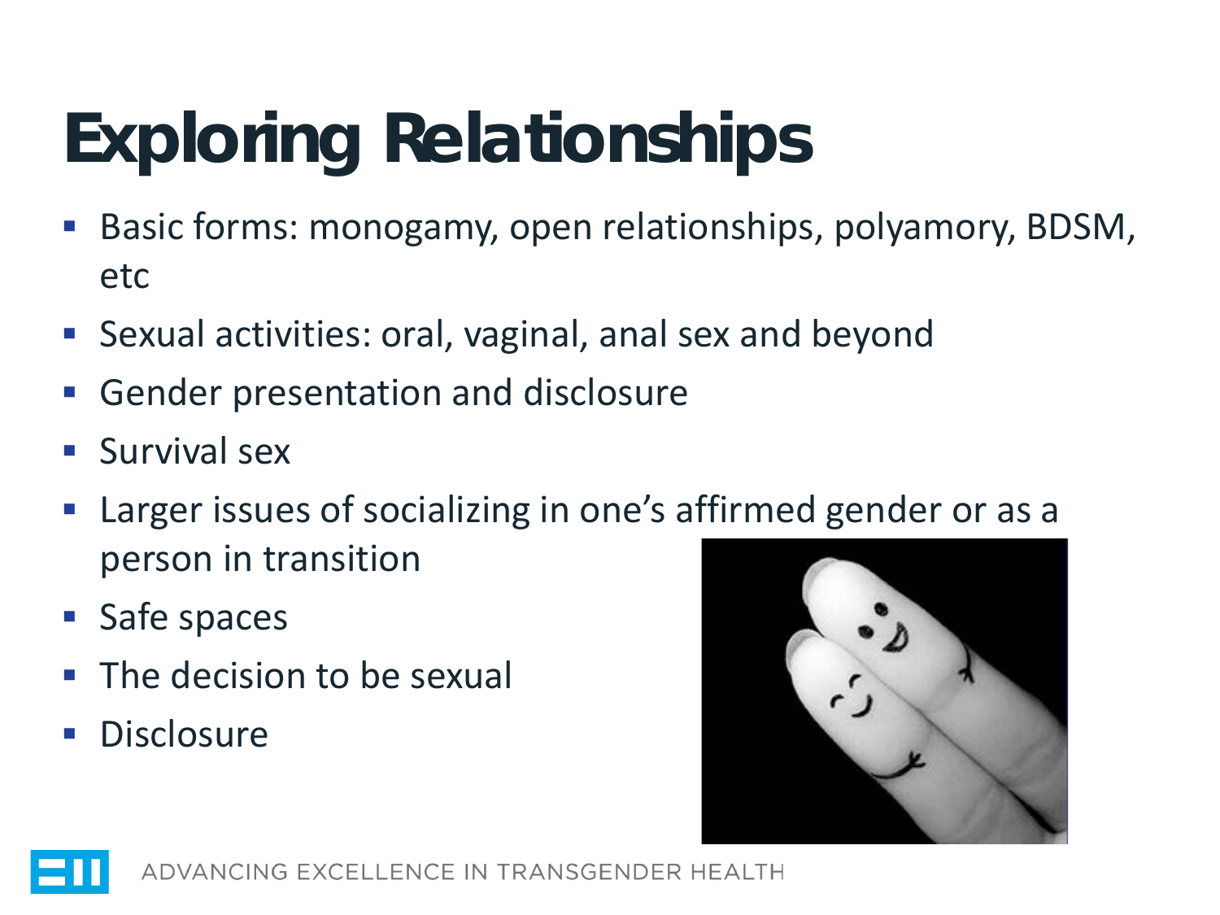# Exploring Relationships

- Basic forms: monogamy, open relationships, polyamory, BDSM, etc
- Sexual activities: oral, vaginal, anal sex and beyond
- Gender presentation and disclosure
- Survival sex
- Larger issues of socializing in one's affirmed gender or as a person in transition
- Safe spaces
- The decision to be sexual
- Disclosure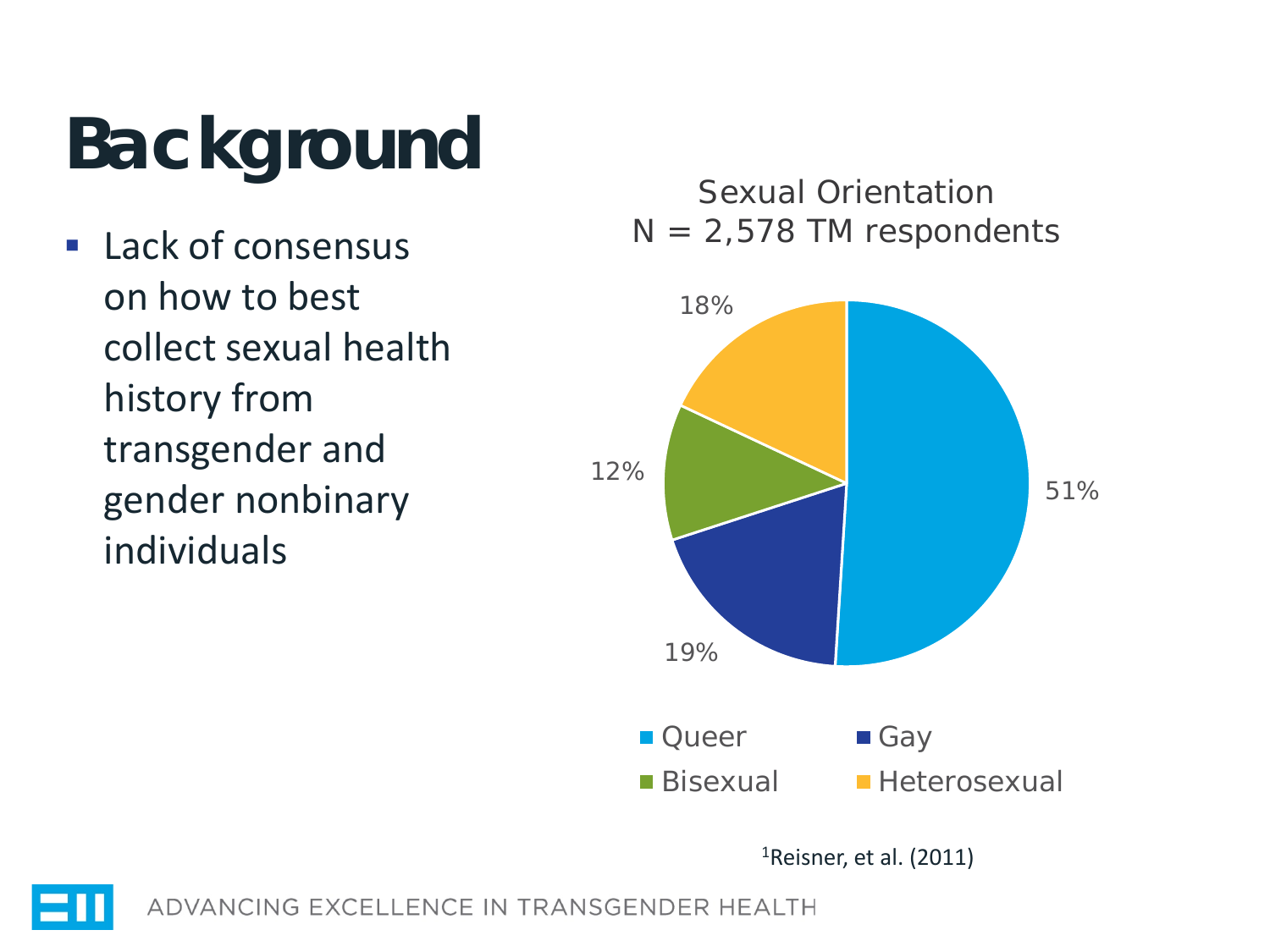# Background

- Lack of consensus on how to best collect sexual health history from transgender and gender nonbinary individuals

Sexual Orientation
N = 2,578 TM respondents

| Sexual Orientation | Percentage |
| --- | --- |
| Queer | 51% |
| Gay | 19% |
| Bisexual | 12% |
| Heterosexual | 18% |

[1]Reisner, et al. (2011)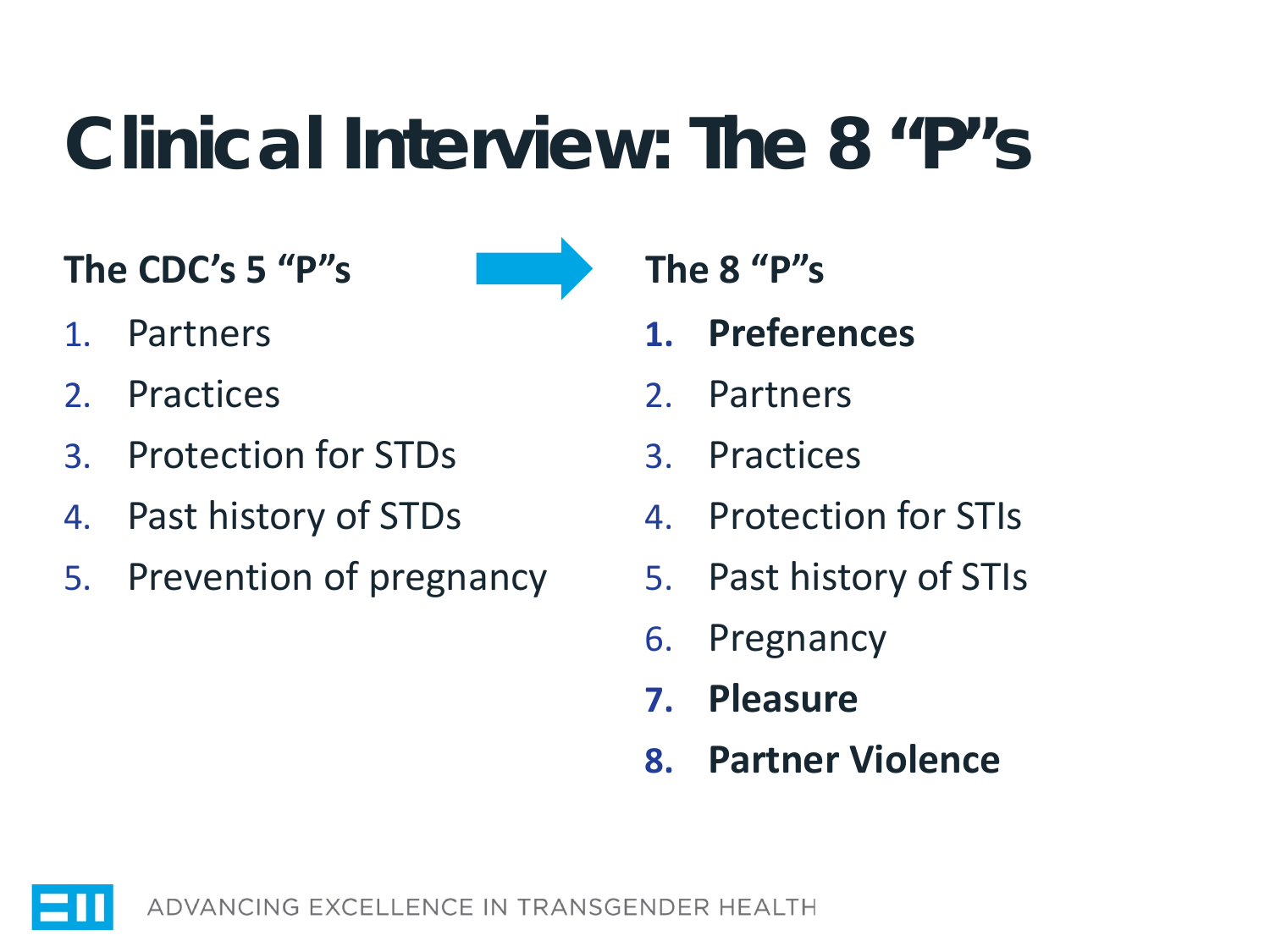# Clinical Interview: The 8 "P"s

**The CDC's 5 "P"s**

1. Partners
2. Practices
3. Protection for STDs
4. Past history of STDs
5. Prevention of pregnancy

**The 8 "P"s**

1. **Preferences**
2. Partners
3. Practices
4. Protection for STIs
5. Past history of STIs
6. Pregnancy
7. **Pleasure**
8. **Partner Violence**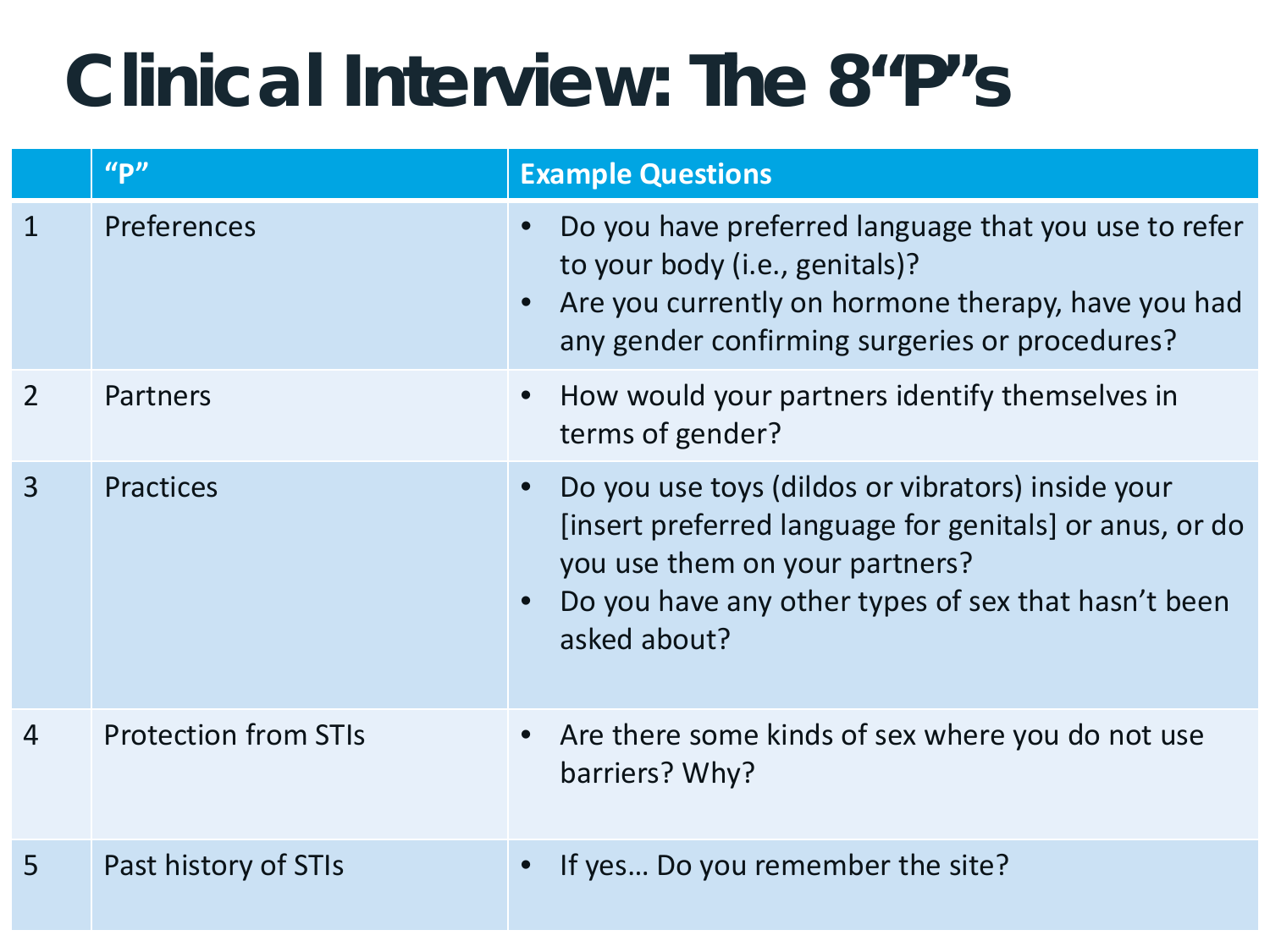# Clinical Interview: The 8 "P"s

| | "P" | Example Questions |
|---|---|---|
| 1 | Preferences | • Do you have preferred language that you use to refer to your body (i.e., genitals)?<br>• Are you currently on hormone therapy, have you had any gender confirming surgeries or procedures? |
| 2 | Partners | • How would your partners identify themselves in terms of gender? |
| 3 | Practices | • Do you use toys (dildos or vibrators) inside your [insert preferred language for genitals] or anus, or do you use them on your partners?<br>• Do you have any other types of sex that hasn't been asked about? |
| 4 | Protection from STIs | • Are there some kinds of sex where you do not use barriers? Why? |
| 5 | Past history of STIs | • If yes… Do you remember the site? |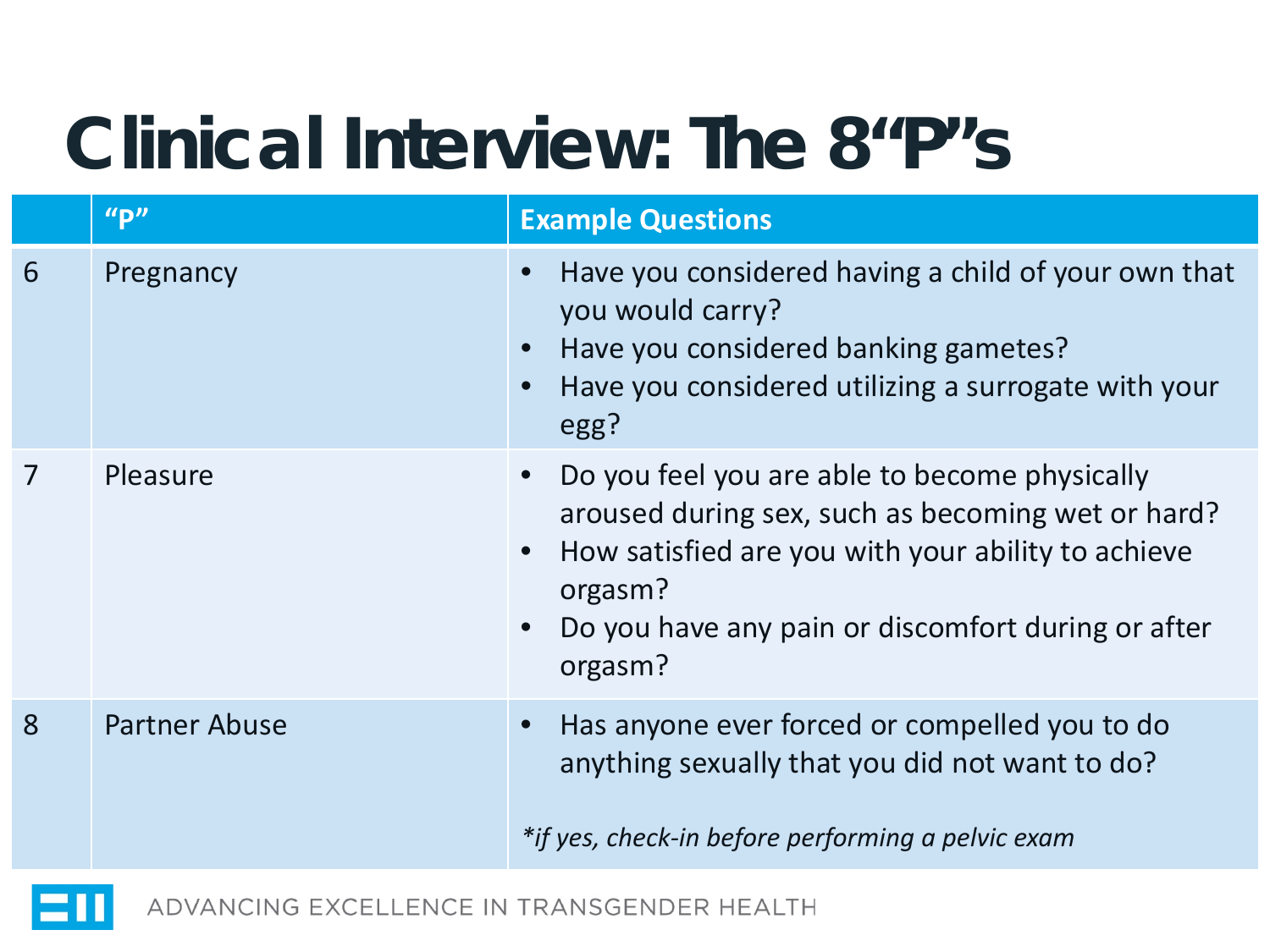# Clinical Interview: The 8 "P"s

| | "P" | Example Questions |
|---|---|---|
| 6 | Pregnancy | • Have you considered having a child of your own that you would carry?<br>• Have you considered banking gametes?<br>• Have you considered utilizing a surrogate with your egg? |
| 7 | Pleasure | • Do you feel you are able to become physically aroused during sex, such as becoming wet or hard?<br>• How satisfied are you with your ability to achieve orgasm?<br>• Do you have any pain or discomfort during or after orgasm? |
| 8 | Partner Abuse | • Has anyone ever forced or compelled you to do anything sexually that you did not want to do?<br><br>*\*if yes, check-in before performing a pelvic exam* |

ADVANCING EXCELLENCE IN TRANSGENDER HEALTH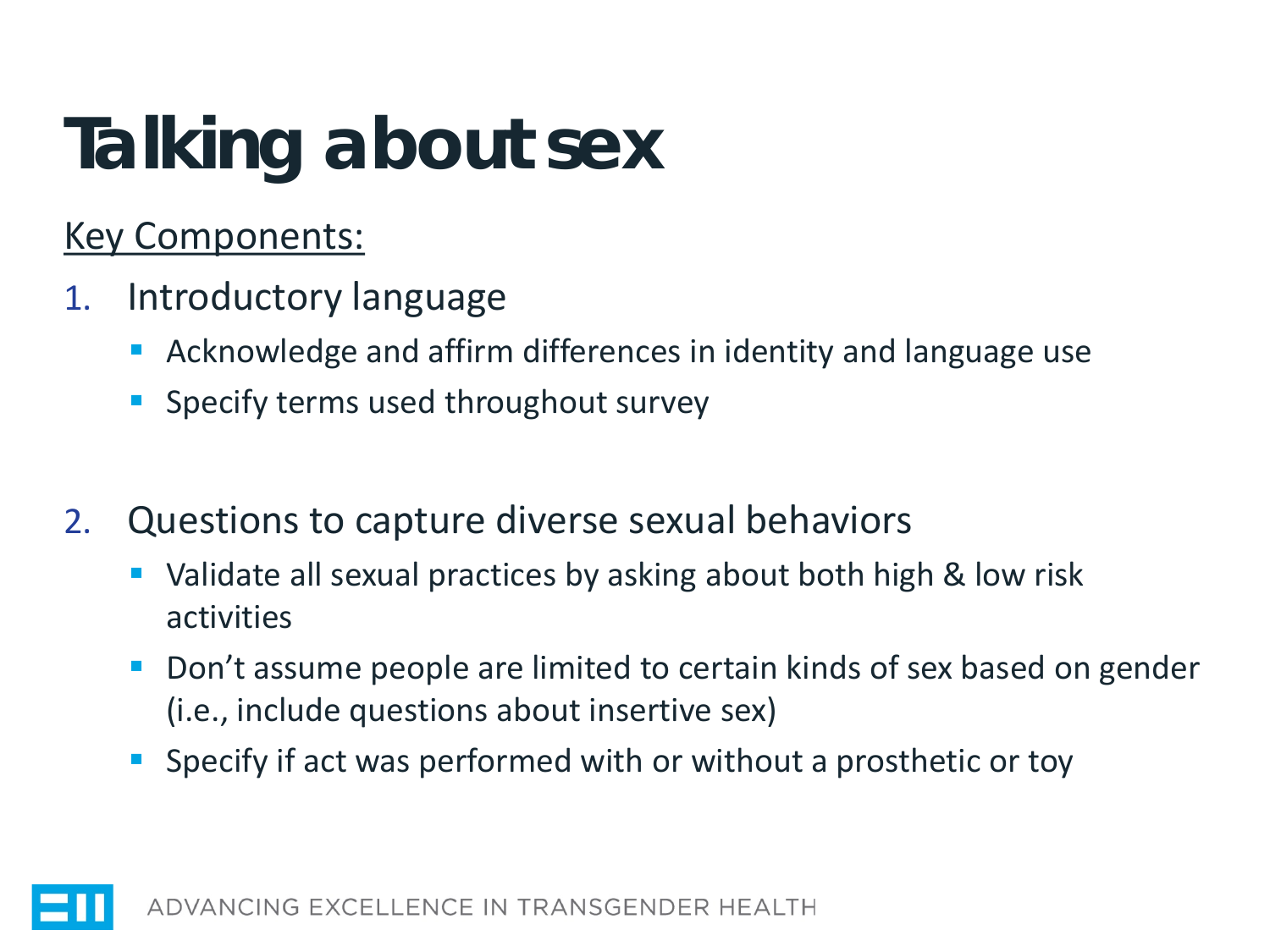# Talking about sex

Key Components:

1. Introductory language
   - Acknowledge and affirm differences in identity and language use
   - Specify terms used throughout survey

2. Questions to capture diverse sexual behaviors
   - Validate all sexual practices by asking about both high & low risk activities
   - Don't assume people are limited to certain kinds of sex based on gender (i.e., include questions about insertive sex)
   - Specify if act was performed with or without a prosthetic or toy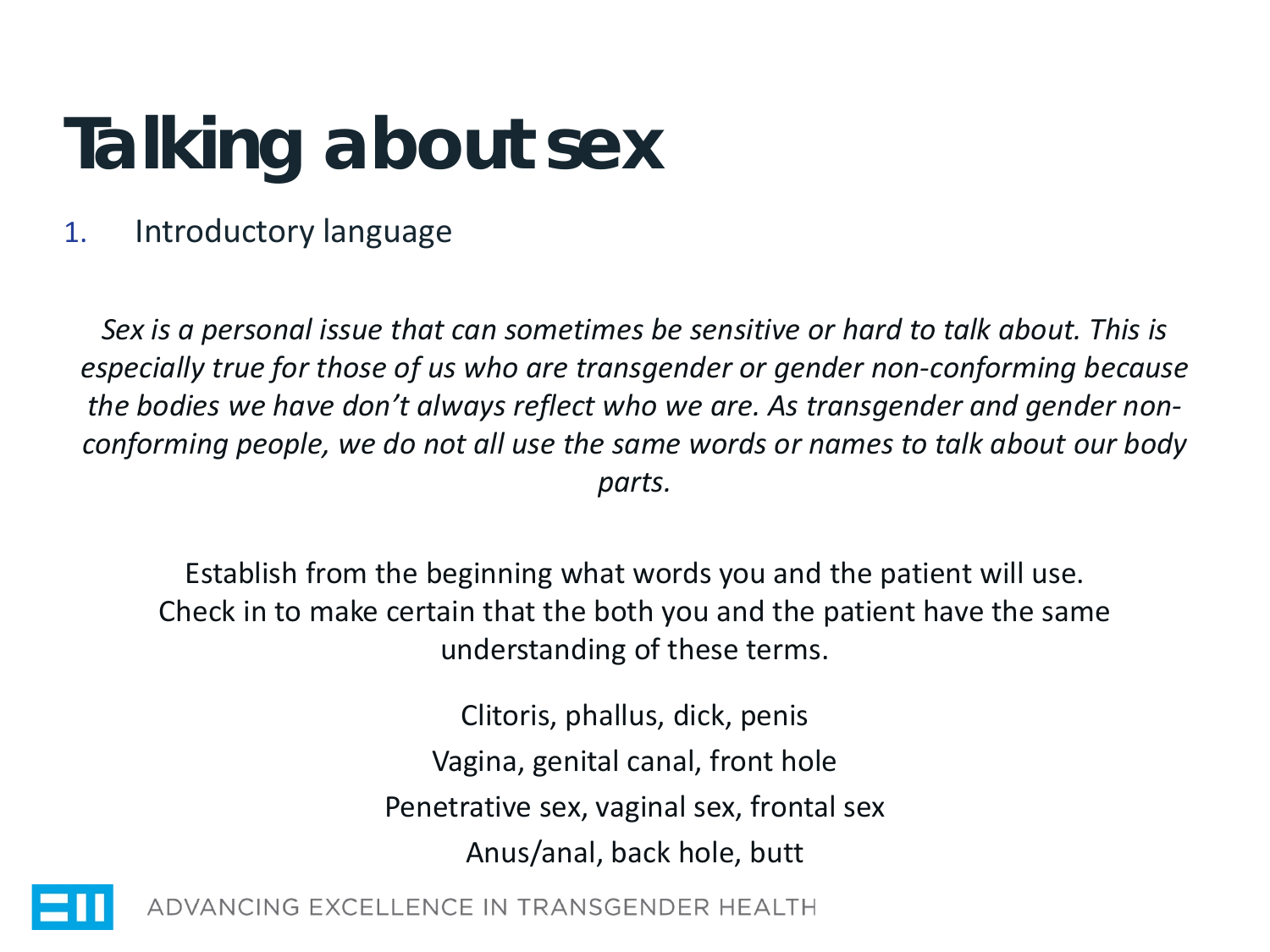# Talking about sex

1. Introductory language

*Sex is a personal issue that can sometimes be sensitive or hard to talk about. This is especially true for those of us who are transgender or gender non-conforming because the bodies we have don't always reflect who we are. As transgender and gender non-conforming people, we do not all use the same words or names to talk about our body parts.*

Establish from the beginning what words you and the patient will use. Check in to make certain that the both you and the patient have the same understanding of these terms.

Clitoris, phallus, dick, penis

Vagina, genital canal, front hole

Penetrative sex, vaginal sex, frontal sex

Anus/anal, back hole, butt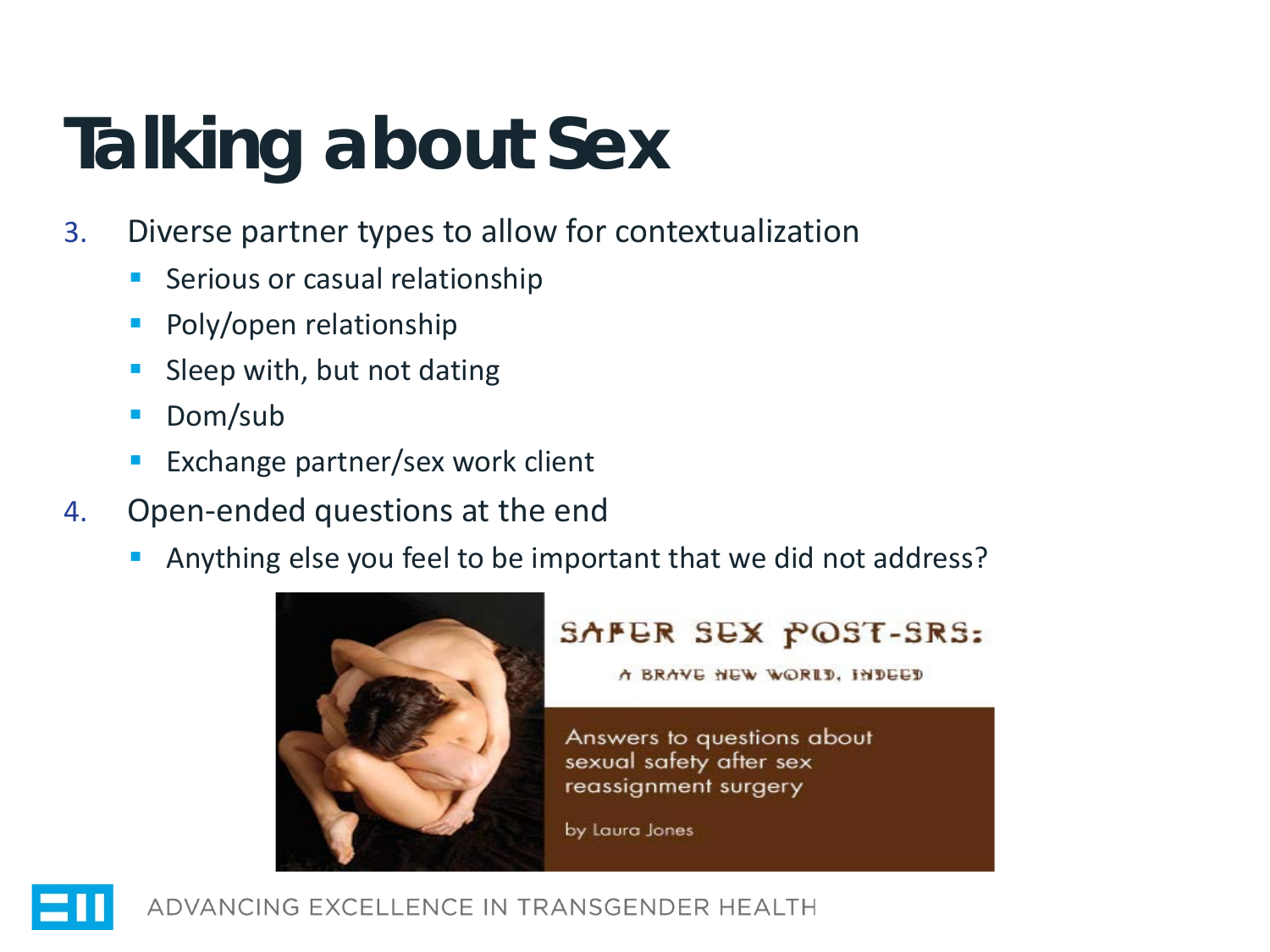# Talking about Sex

3. Diverse partner types to allow for contextualization
   - Serious or casual relationship
   - Poly/open relationship
   - Sleep with, but not dating
   - Dom/sub
   - Exchange partner/sex work client
4. Open-ended questions at the end
   - Anything else you feel to be important that we did not address?

SAFER SEX POST-SRS:

A BRAVE NEW WORLD, INDEED

Answers to questions about sexual safety after sex reassignment surgery

by Laura Jones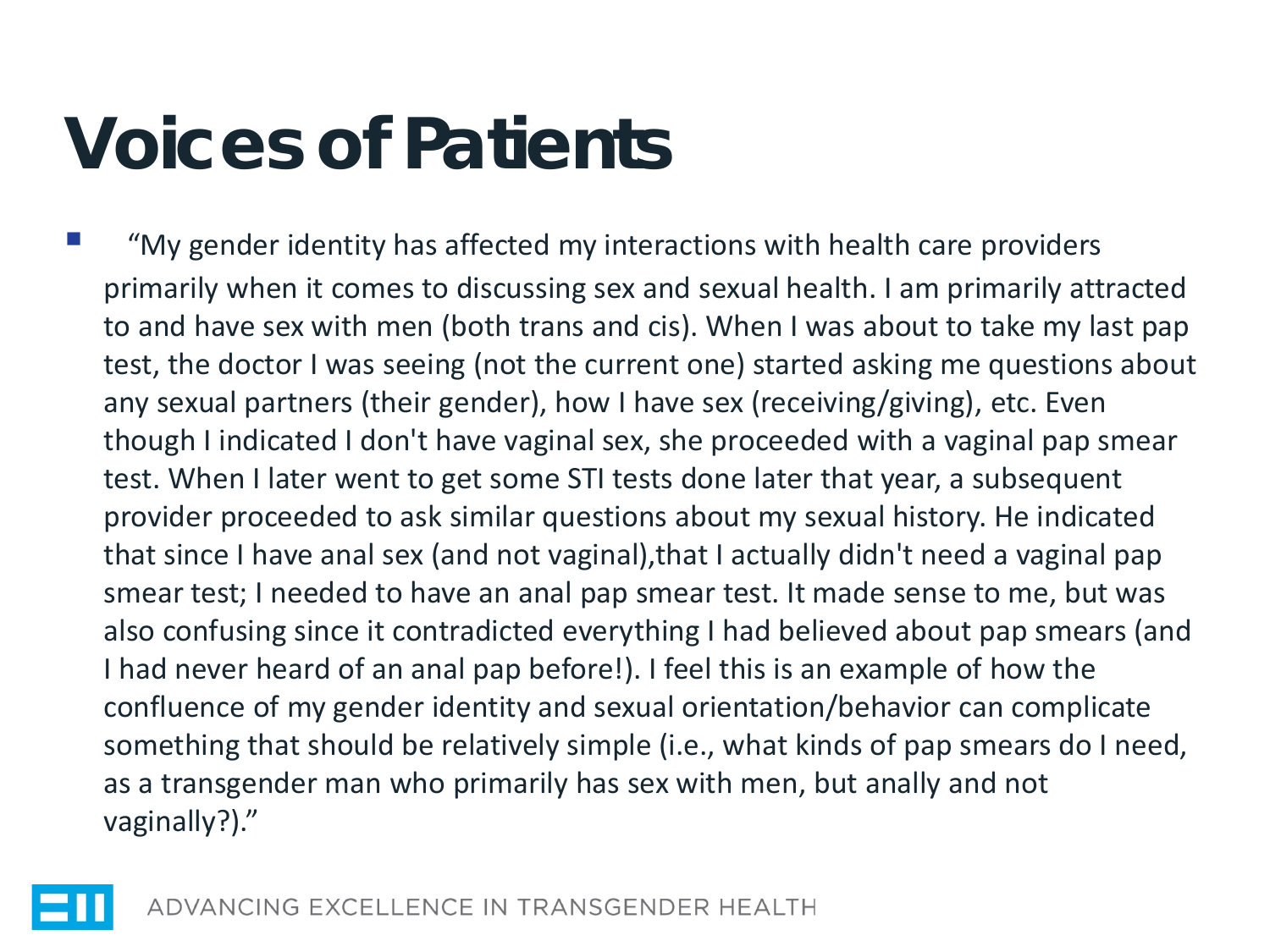# Voices of Patients

- "My gender identity has affected my interactions with health care providers primarily when it comes to discussing sex and sexual health. I am primarily attracted to and have sex with men (both trans and cis). When I was about to take my last pap test, the doctor I was seeing (not the current one) started asking me questions about any sexual partners (their gender), how I have sex (receiving/giving), etc. Even though I indicated I don't have vaginal sex, she proceeded with a vaginal pap smear test. When I later went to get some STI tests done later that year, a subsequent provider proceeded to ask similar questions about my sexual history. He indicated that since I have anal sex (and not vaginal),that I actually didn't need a vaginal pap smear test; I needed to have an anal pap smear test. It made sense to me, but was also confusing since it contradicted everything I had believed about pap smears (and I had never heard of an anal pap before!). I feel this is an example of how the confluence of my gender identity and sexual orientation/behavior can complicate something that should be relatively simple (i.e., what kinds of pap smears do I need, as a transgender man who primarily has sex with men, but anally and not vaginally?)."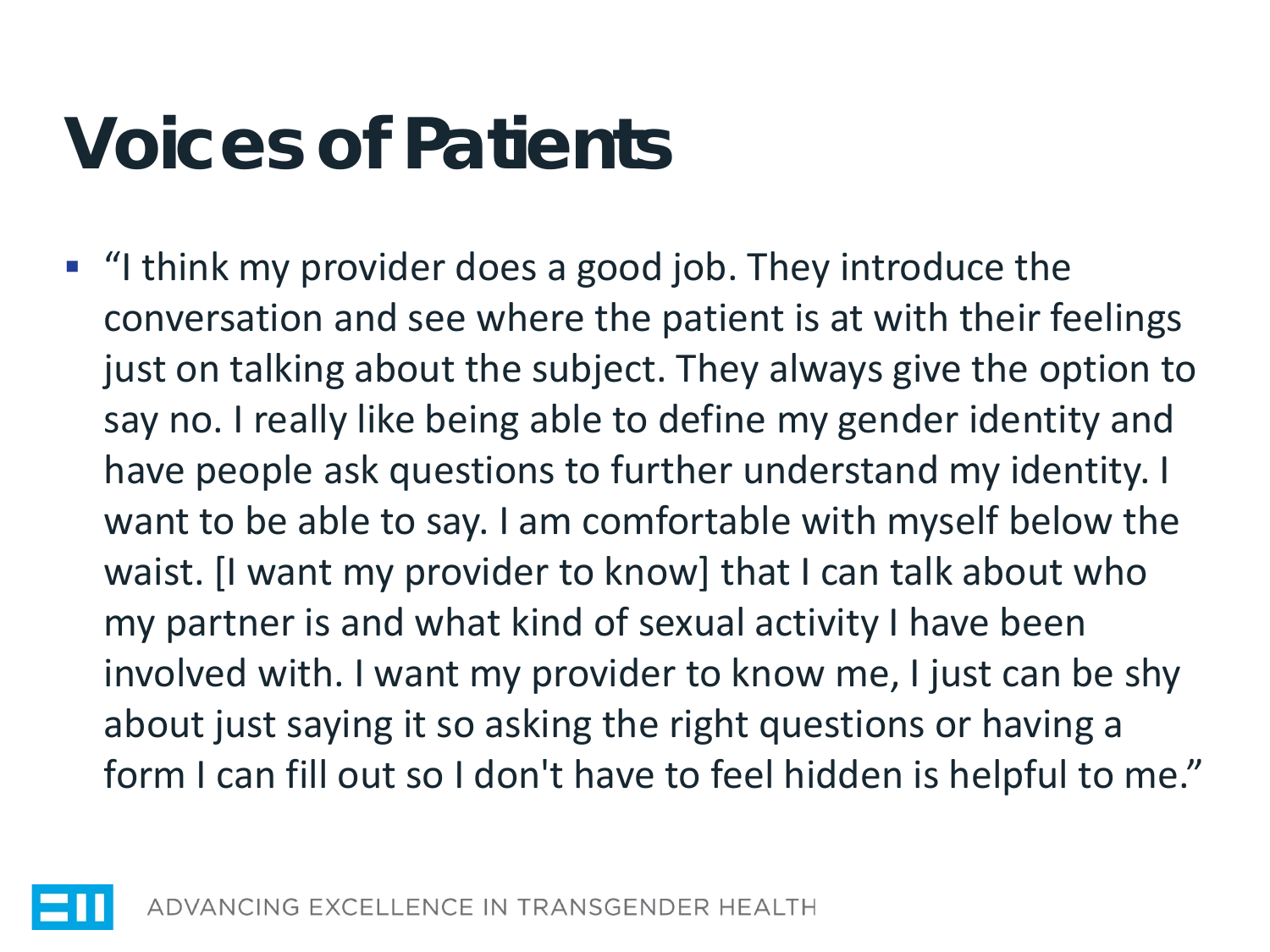# Voices of Patients

- "I think my provider does a good job. They introduce the conversation and see where the patient is at with their feelings just on talking about the subject. They always give the option to say no. I really like being able to define my gender identity and have people ask questions to further understand my identity. I want to be able to say. I am comfortable with myself below the waist. [I want my provider to know] that I can talk about who my partner is and what kind of sexual activity I have been involved with. I want my provider to know me, I just can be shy about just saying it so asking the right questions or having a form I can fill out so I don't have to feel hidden is helpful to me."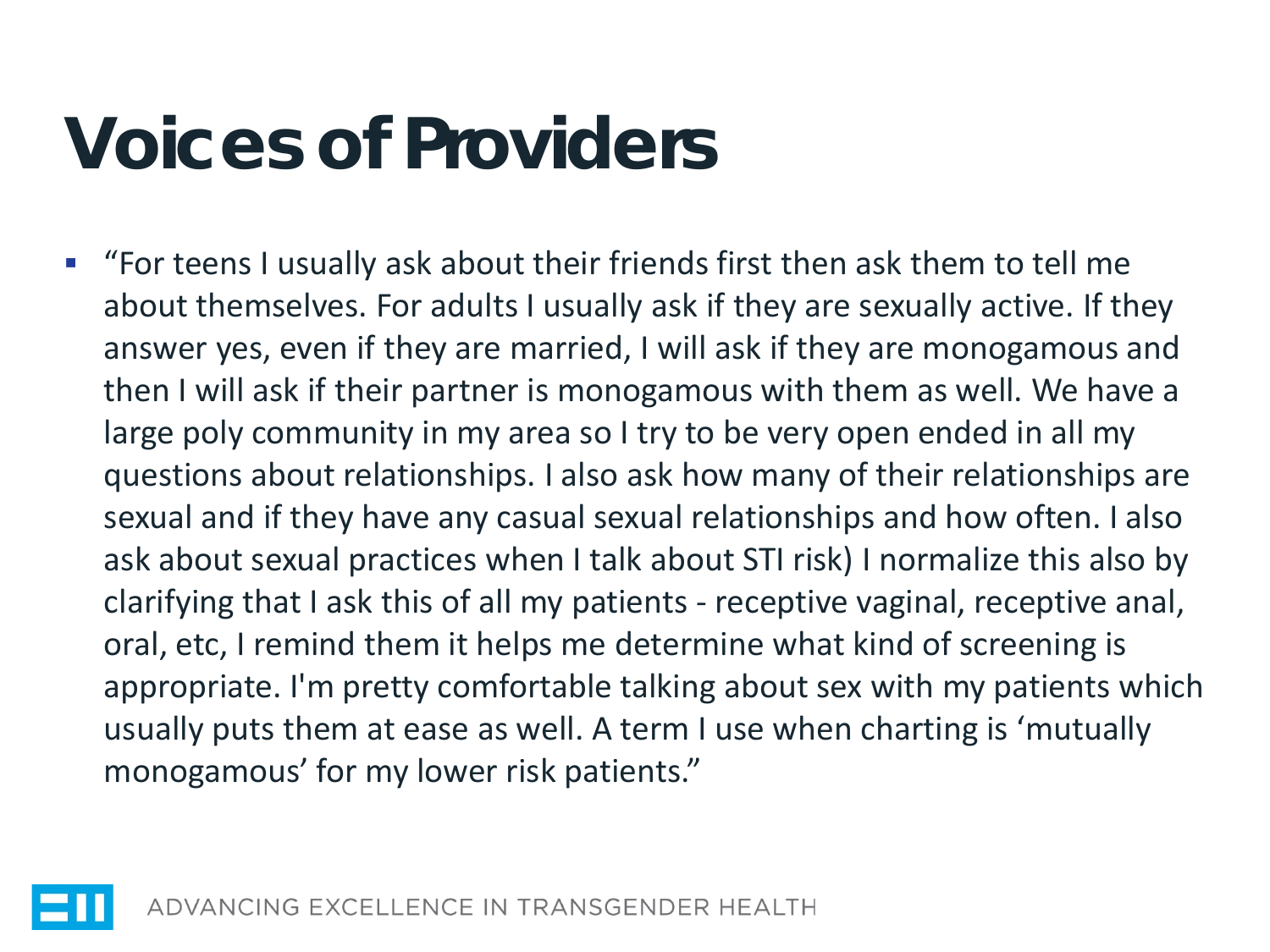# Voices of Providers

- "For teens I usually ask about their friends first then ask them to tell me about themselves. For adults I usually ask if they are sexually active. If they answer yes, even if they are married, I will ask if they are monogamous and then I will ask if their partner is monogamous with them as well. We have a large poly community in my area so I try to be very open ended in all my questions about relationships. I also ask how many of their relationships are sexual and if they have any casual sexual relationships and how often. I also ask about sexual practices when I talk about STI risk) I normalize this also by clarifying that I ask this of all my patients - receptive vaginal, receptive anal, oral, etc, I remind them it helps me determine what kind of screening is appropriate. I'm pretty comfortable talking about sex with my patients which usually puts them at ease as well. A term I use when charting is 'mutually monogamous' for my lower risk patients."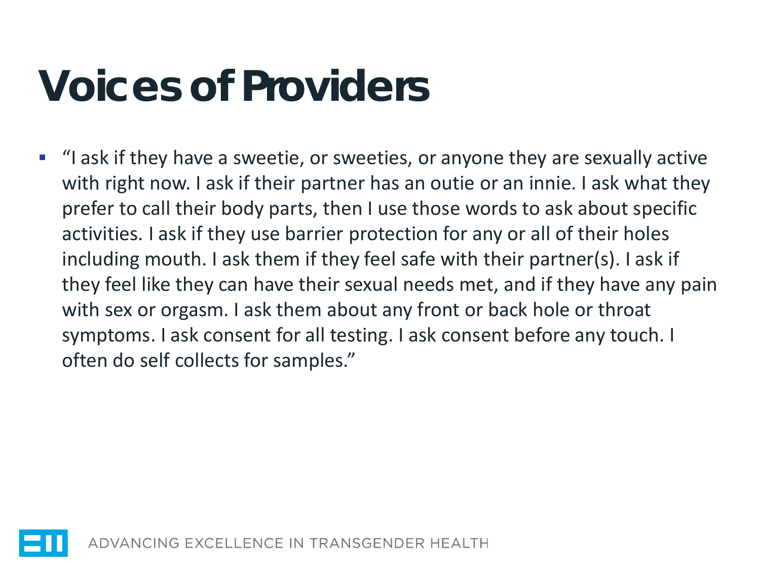# Voices of Providers

- "I ask if they have a sweetie, or sweeties, or anyone they are sexually active with right now. I ask if their partner has an outie or an innie. I ask what they prefer to call their body parts, then I use those words to ask about specific activities. I ask if they use barrier protection for any or all of their holes including mouth. I ask them if they feel safe with their partner(s). I ask if they feel like they can have their sexual needs met, and if they have any pain with sex or orgasm. I ask them about any front or back hole or throat symptoms. I ask consent for all testing. I ask consent before any touch. I often do self collects for samples."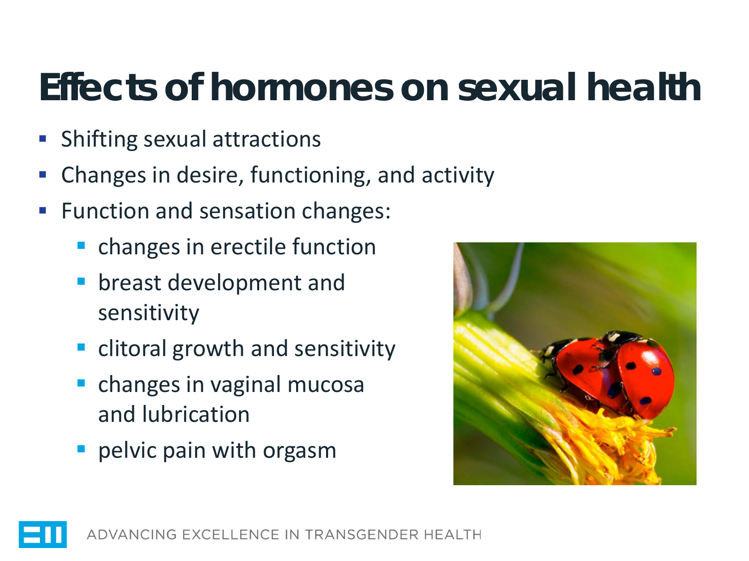# Effects of hormones on sexual health

- Shifting sexual attractions
- Changes in desire, functioning, and activity
- Function and sensation changes:
  - changes in erectile function
  - breast development and sensitivity
  - clitoral growth and sensitivity
  - changes in vaginal mucosa and lubrication
  - pelvic pain with orgasm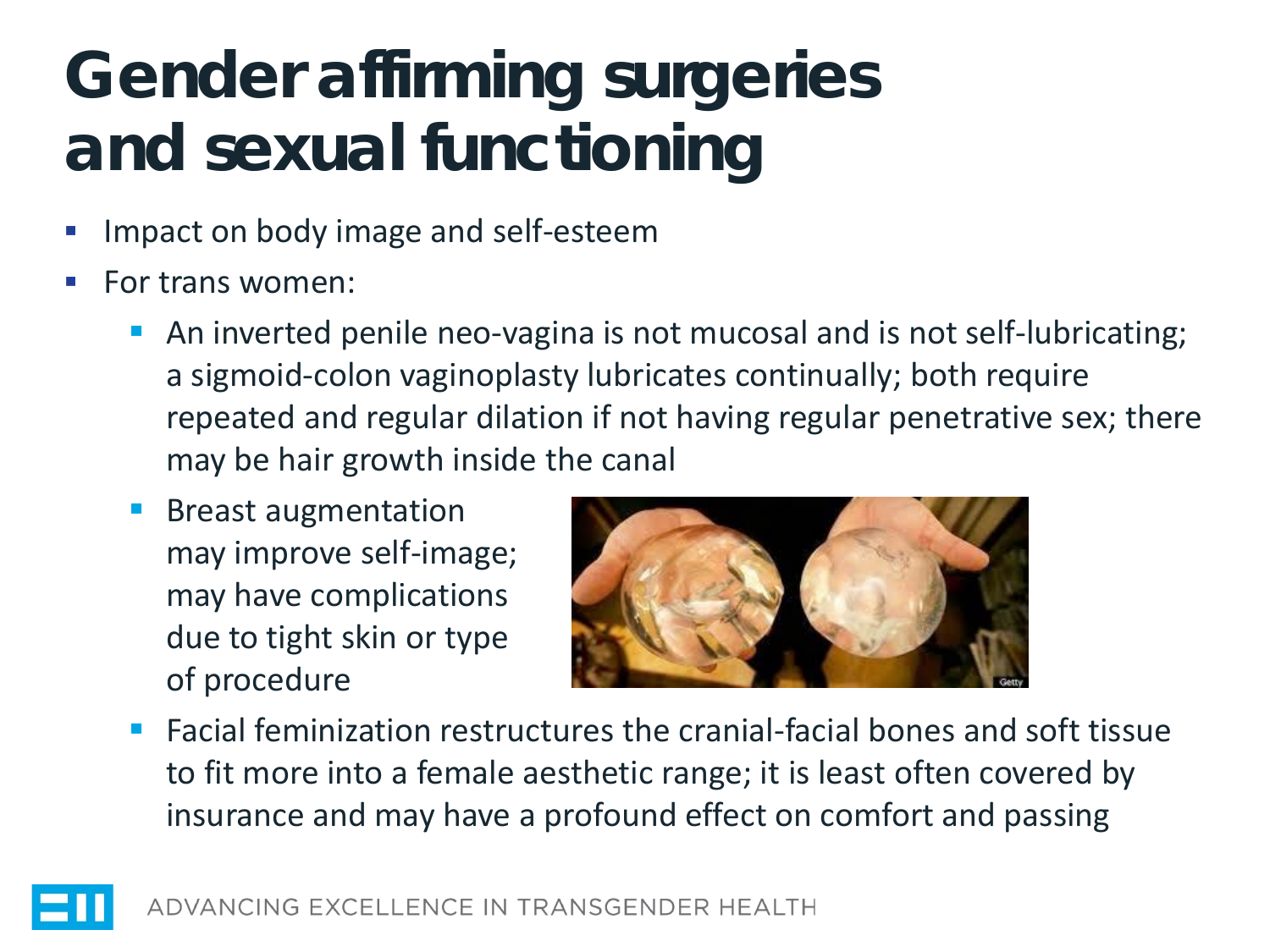# Gender affirming surgeries and sexual functioning

- Impact on body image and self-esteem
- For trans women:
  - An inverted penile neo-vagina is not mucosal and is not self-lubricating; a sigmoid-colon vaginoplasty lubricates continually; both require repeated and regular dilation if not having regular penetrative sex; there may be hair growth inside the canal
  - Breast augmentation may improve self-image; may have complications due to tight skin or type of procedure
  - Facial feminization restructures the cranial-facial bones and soft tissue to fit more into a female aesthetic range; it is least often covered by insurance and may have a profound effect on comfort and passing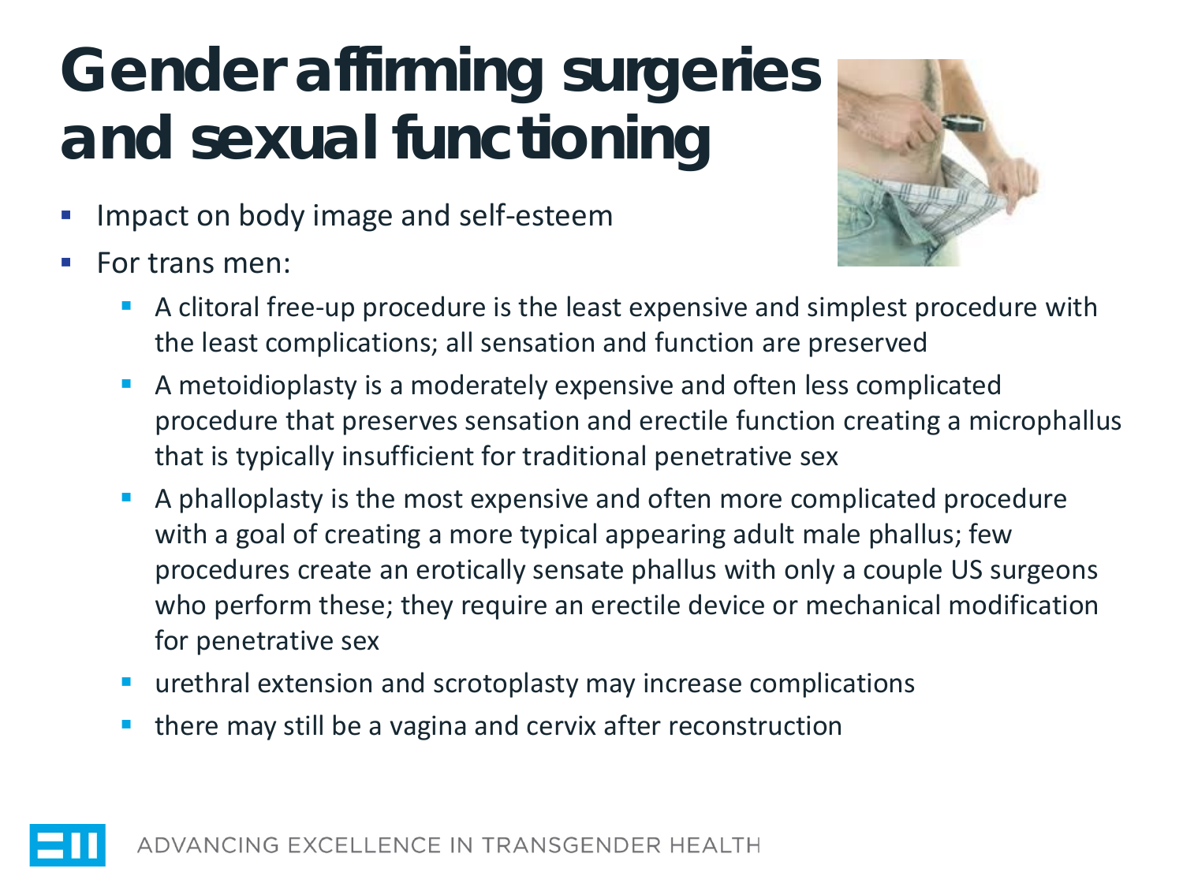# Gender affirming surgeries and sexual functioning

- Impact on body image and self-esteem
- For trans men:
  - A clitoral free-up procedure is the least expensive and simplest procedure with the least complications; all sensation and function are preserved
  - A metoidioplasty is a moderately expensive and often less complicated procedure that preserves sensation and erectile function creating a microphallus that is typically insufficient for traditional penetrative sex
  - A phalloplasty is the most expensive and often more complicated procedure with a goal of creating a more typical appearing adult male phallus; few procedures create an erotically sensate phallus with only a couple US surgeons who perform these; they require an erectile device or mechanical modification for penetrative sex
  - urethral extension and scrotoplasty may increase complications
  - there may still be a vagina and cervix after reconstruction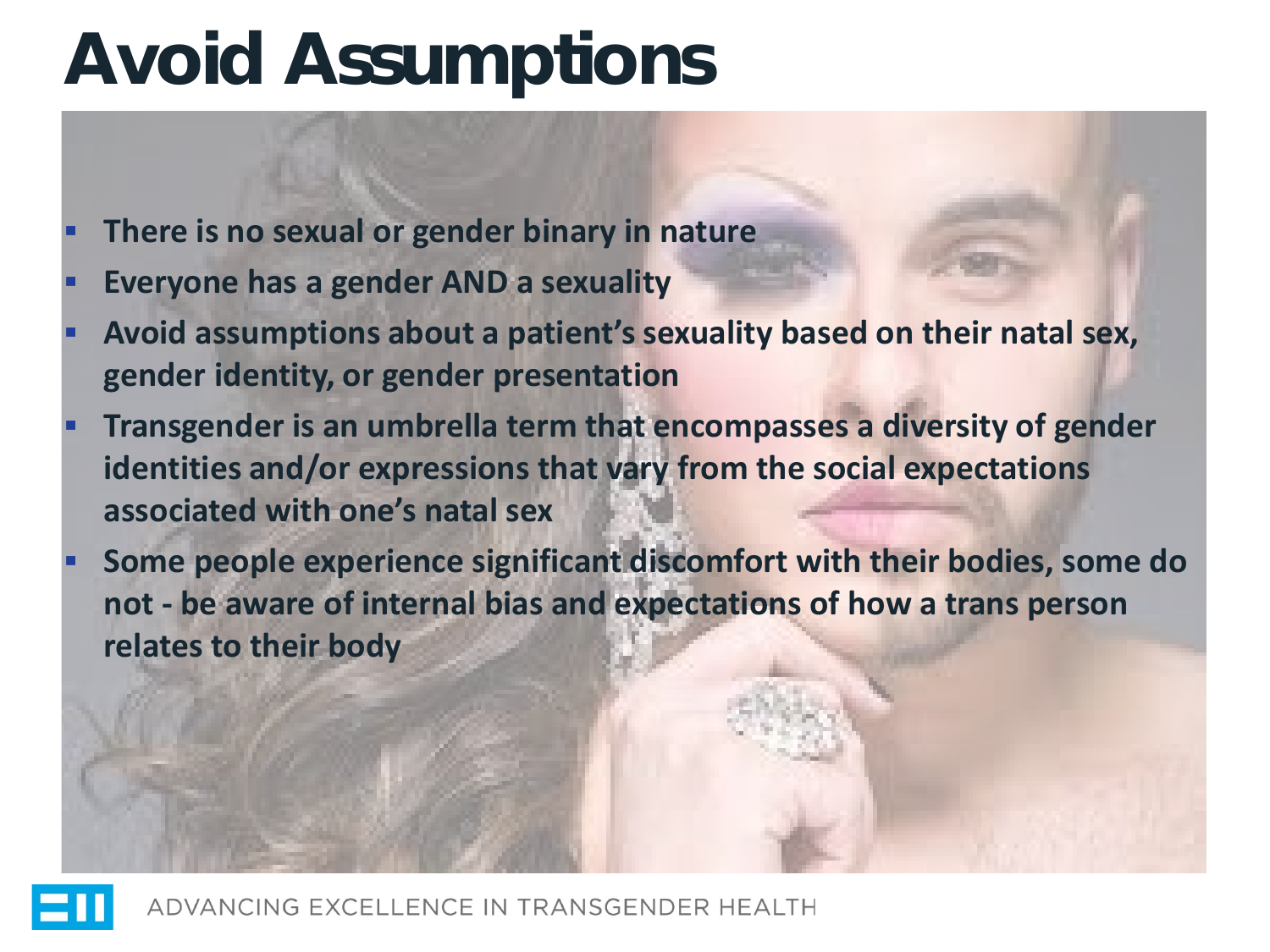# Avoid Assumptions

- **There is no sexual or gender binary in nature**
- **Everyone has a gender AND a sexuality**
- **Avoid assumptions about a patient's sexuality based on their natal sex, gender identity, or gender presentation**
- **Transgender is an umbrella term that encompasses a diversity of gender identities and/or expressions that vary from the social expectations associated with one's natal sex**
- **Some people experience significant discomfort with their bodies, some do not - be aware of internal bias and expectations of how a trans person relates to their body**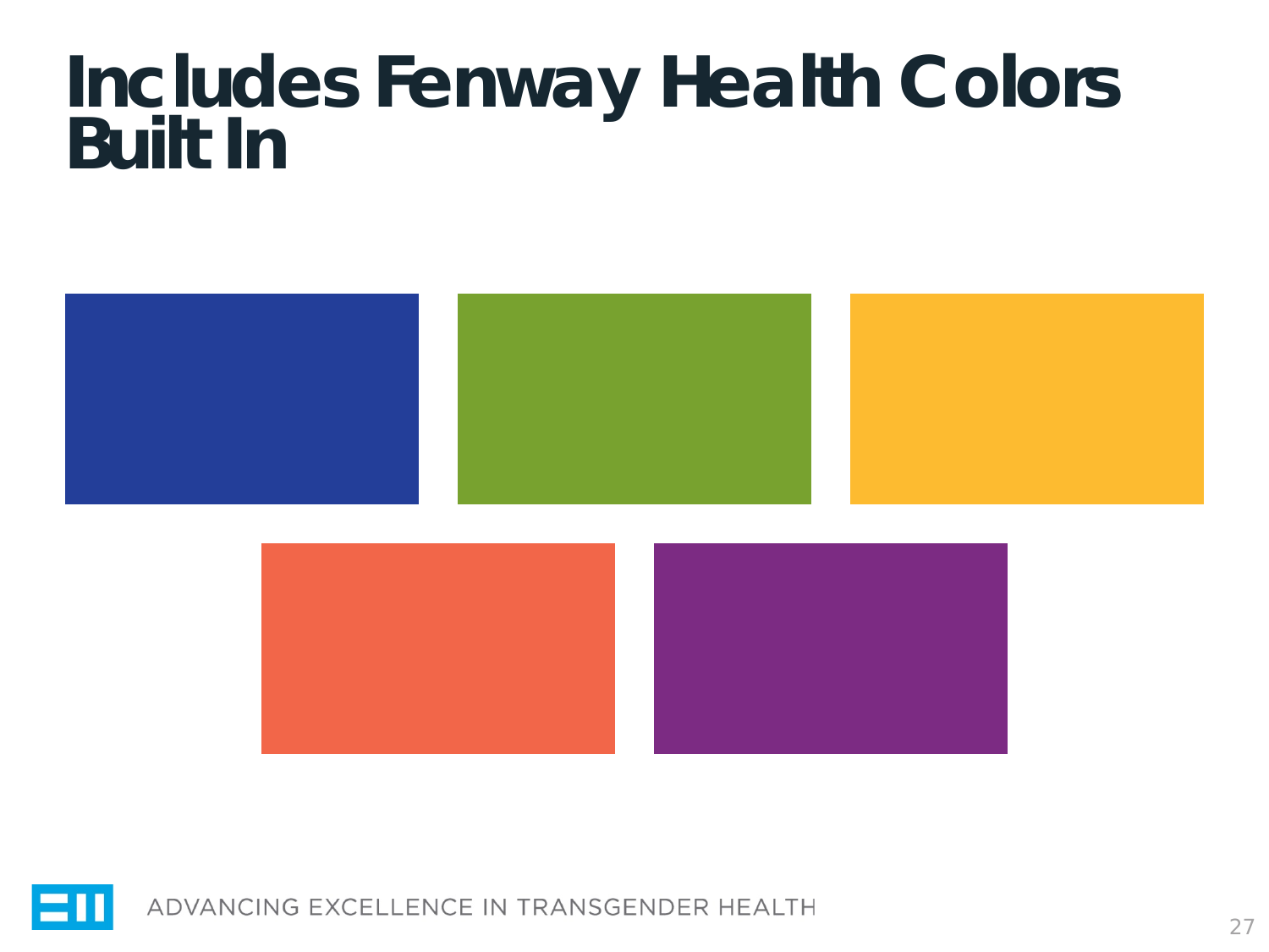# Includes Fenway Health Colors Built In